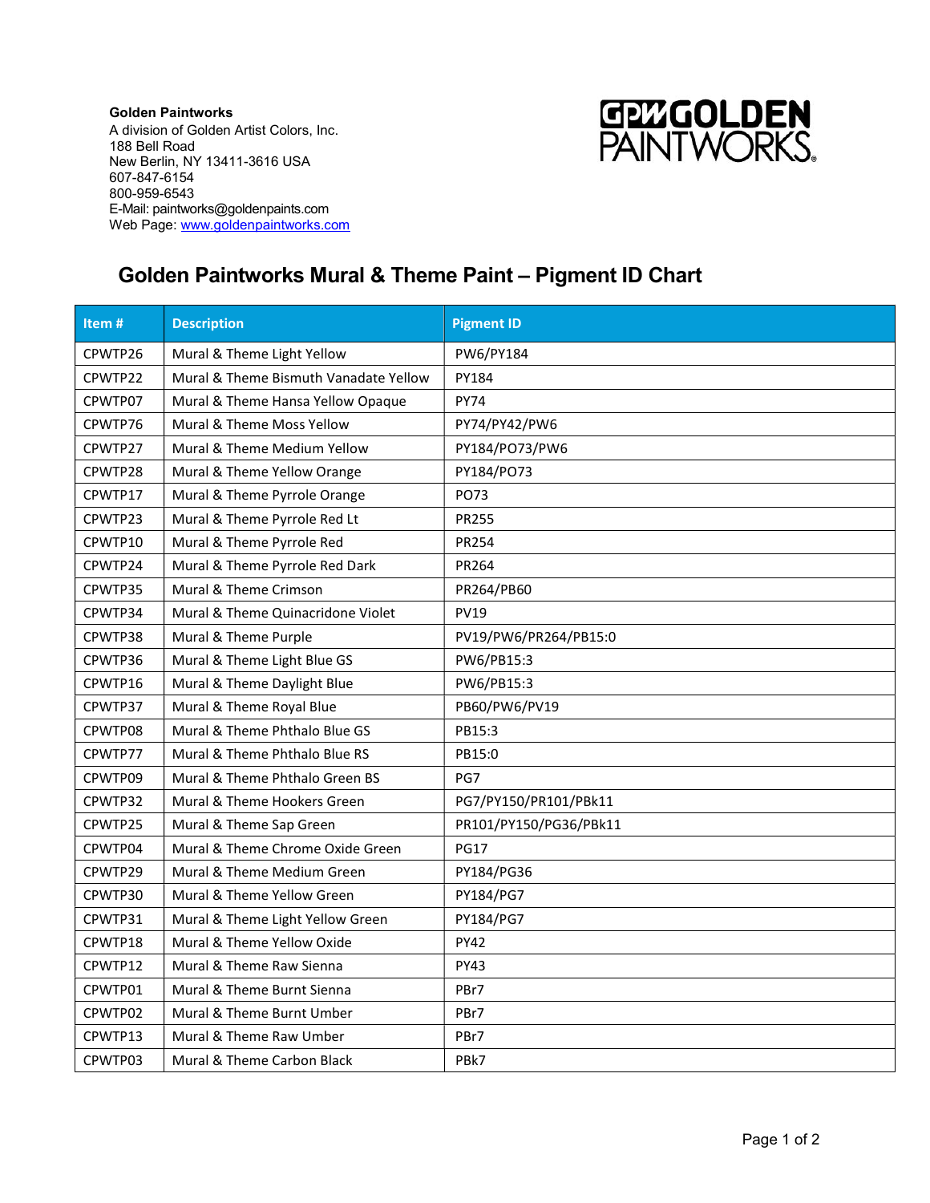**Golden Paintworks**
A division of Golden Artist Colors, Inc.
188 Bell Road
New Berlin, NY 13411-3616 USA
607-847-6154
800-959-6543
E-Mail: paintworks@goldenpaints.com
Web Page: www.goldenpaintworks.com

# Golden Paintworks Mural & Theme Paint – Pigment ID Chart

| Item # | Description | Pigment ID |
|---|---|---|
| CPWTP26 | Mural & Theme Light Yellow | PW6/PY184 |
| CPWTP22 | Mural & Theme Bismuth Vanadate Yellow | PY184 |
| CPWTP07 | Mural & Theme Hansa Yellow Opaque | PY74 |
| CPWTP76 | Mural & Theme Moss Yellow | PY74/PY42/PW6 |
| CPWTP27 | Mural & Theme Medium Yellow | PY184/PO73/PW6 |
| CPWTP28 | Mural & Theme Yellow Orange | PY184/PO73 |
| CPWTP17 | Mural & Theme Pyrrole Orange | PO73 |
| CPWTP23 | Mural & Theme Pyrrole Red Lt | PR255 |
| CPWTP10 | Mural & Theme Pyrrole Red | PR254 |
| CPWTP24 | Mural & Theme Pyrrole Red Dark | PR264 |
| CPWTP35 | Mural & Theme Crimson | PR264/PB60 |
| CPWTP34 | Mural & Theme Quinacridone Violet | PV19 |
| CPWTP38 | Mural & Theme Purple | PV19/PW6/PR264/PB15:0 |
| CPWTP36 | Mural & Theme Light Blue GS | PW6/PB15:3 |
| CPWTP16 | Mural & Theme Daylight Blue | PW6/PB15:3 |
| CPWTP37 | Mural & Theme Royal Blue | PB60/PW6/PV19 |
| CPWTP08 | Mural & Theme Phthalo Blue GS | PB15:3 |
| CPWTP77 | Mural & Theme Phthalo Blue RS | PB15:0 |
| CPWTP09 | Mural & Theme Phthalo Green BS | PG7 |
| CPWTP32 | Mural & Theme Hookers Green | PG7/PY150/PR101/PBk11 |
| CPWTP25 | Mural & Theme Sap Green | PR101/PY150/PG36/PBk11 |
| CPWTP04 | Mural & Theme Chrome Oxide Green | PG17 |
| CPWTP29 | Mural & Theme Medium Green | PY184/PG36 |
| CPWTP30 | Mural & Theme Yellow Green | PY184/PG7 |
| CPWTP31 | Mural & Theme Light Yellow Green | PY184/PG7 |
| CPWTP18 | Mural & Theme Yellow Oxide | PY42 |
| CPWTP12 | Mural & Theme Raw Sienna | PY43 |
| CPWTP01 | Mural & Theme Burnt Sienna | PBr7 |
| CPWTP02 | Mural & Theme Burnt Umber | PBr7 |
| CPWTP13 | Mural & Theme Raw Umber | PBr7 |
| CPWTP03 | Mural & Theme Carbon Black | PBk7 |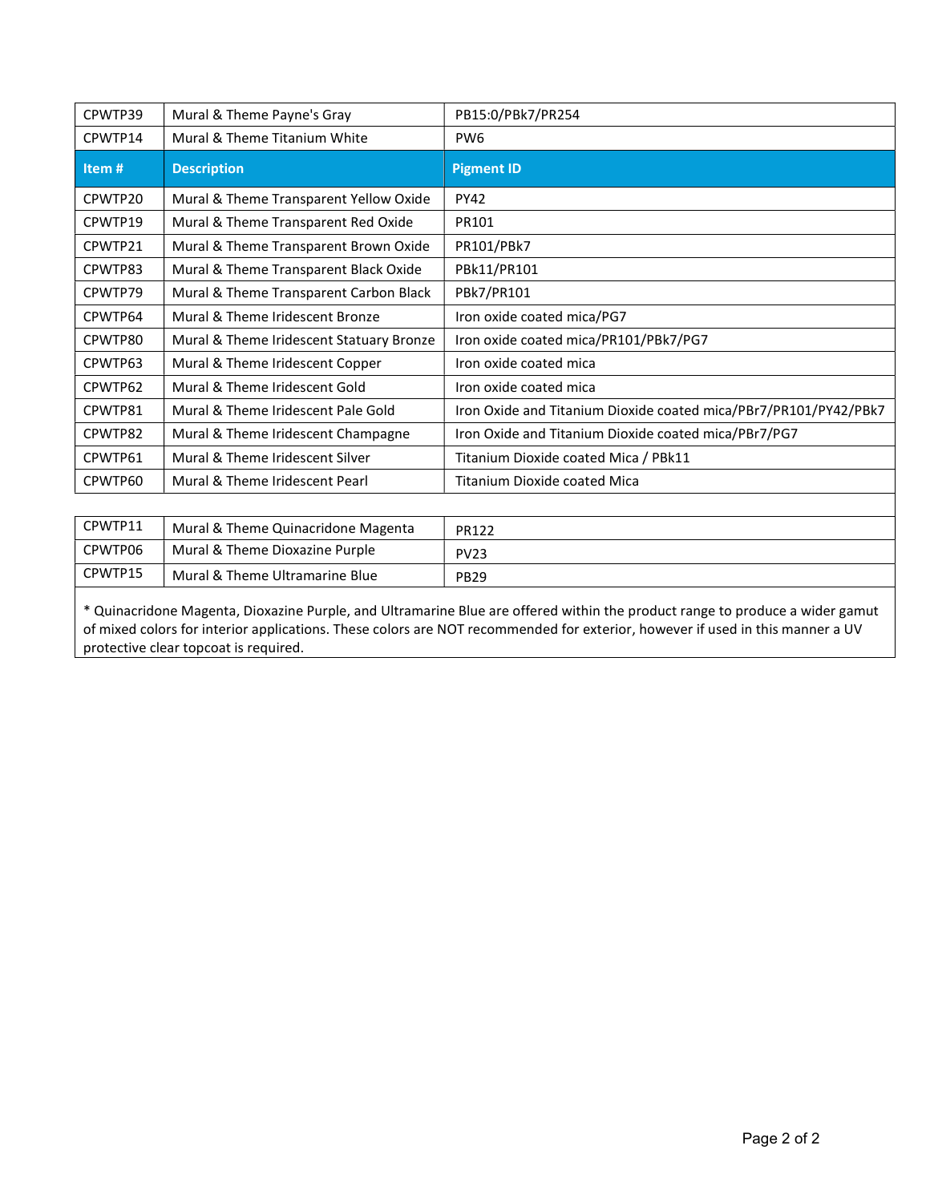| | | |
|---|---|---|
| CPWTP39 | Mural & Theme Payne's Gray | PB15:0/PBk7/PR254 |
| CPWTP14 | Mural & Theme Titanium White | PW6 |
| **Item #** | **Description** | **Pigment ID** |
| CPWTP20 | Mural & Theme Transparent Yellow Oxide | PY42 |
| CPWTP19 | Mural & Theme Transparent Red Oxide | PR101 |
| CPWTP21 | Mural & Theme Transparent Brown Oxide | PR101/PBk7 |
| CPWTP83 | Mural & Theme Transparent Black Oxide | PBk11/PR101 |
| CPWTP79 | Mural & Theme Transparent Carbon Black | PBk7/PR101 |
| CPWTP64 | Mural & Theme Iridescent Bronze | Iron oxide coated mica/PG7 |
| CPWTP80 | Mural & Theme Iridescent Statuary Bronze | Iron oxide coated mica/PR101/PBk7/PG7 |
| CPWTP63 | Mural & Theme Iridescent Copper | Iron oxide coated mica |
| CPWTP62 | Mural & Theme Iridescent Gold | Iron oxide coated mica |
| CPWTP81 | Mural & Theme Iridescent Pale Gold | Iron Oxide and Titanium Dioxide coated mica/PBr7/PR101/PY42/PBk7 |
| CPWTP82 | Mural & Theme Iridescent Champagne | Iron Oxide and Titanium Dioxide coated mica/PBr7/PG7 |
| CPWTP61 | Mural & Theme Iridescent Silver | Titanium Dioxide coated Mica / PBk11 |
| CPWTP60 | Mural & Theme Iridescent Pearl | Titanium Dioxide coated Mica |
| | | |
| CPWTP11 | Mural & Theme Quinacridone Magenta | PR122 |
| CPWTP06 | Mural & Theme Dioxazine Purple | PV23 |
| CPWTP15 | Mural & Theme Ultramarine Blue | PB29 |

* Quinacridone Magenta, Dioxazine Purple, and Ultramarine Blue are offered within the product range to produce a wider gamut of mixed colors for interior applications. These colors are NOT recommended for exterior, however if used in this manner a UV protective clear topcoat is required.